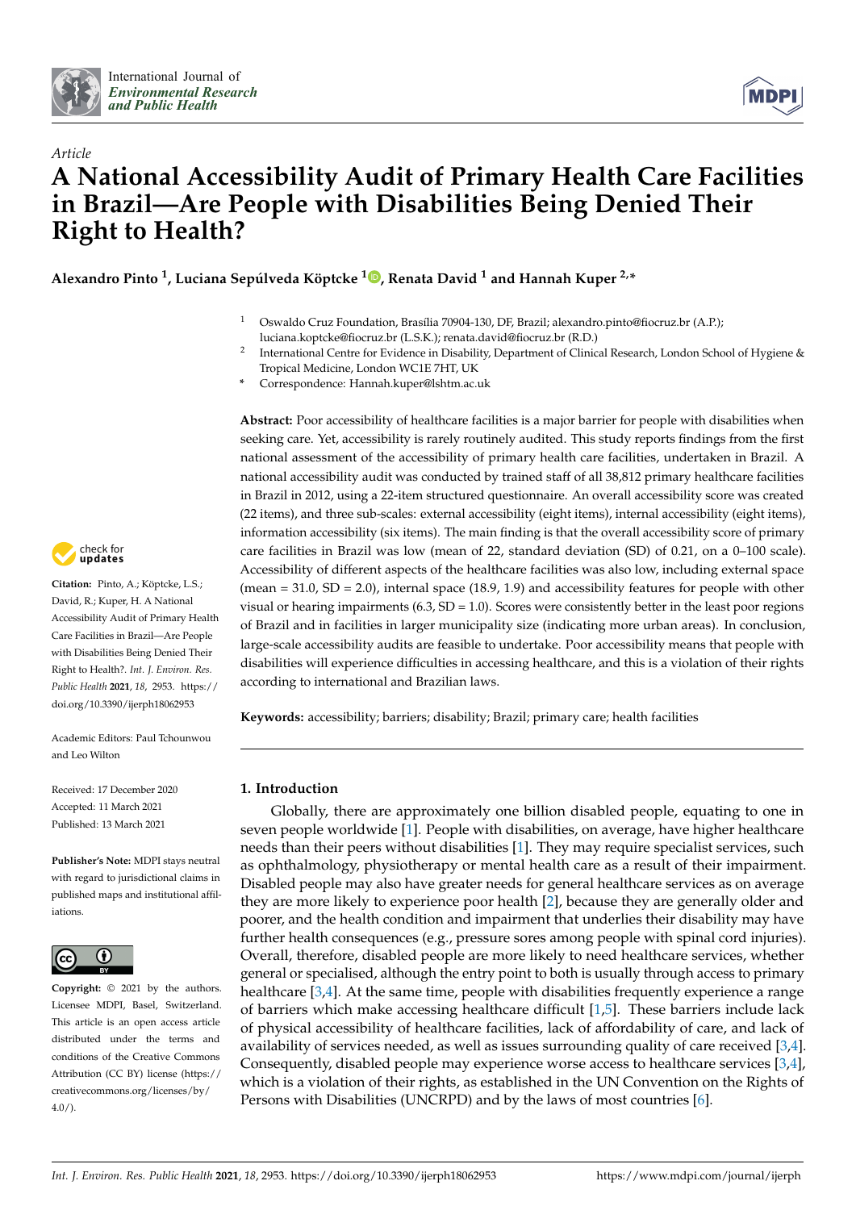*Article*

# A National Accessibility Audit of Primary Health Care Facilities in Brazil—Are People with Disabilities Being Denied Their Right to Health?

**Alexandro Pinto [1], Luciana Sepúlveda Köptcke [1], Renata David [1] and Hannah Kuper [2,*]**

1 Oswaldo Cruz Foundation, Brasília 70904-130, DF, Brazil; alexandro.pinto@fiocruz.br (A.P.); luciana.koptcke@fiocruz.br (L.S.K.); renata.david@fiocruz.br (R.D.)

2 International Centre for Evidence in Disability, Department of Clinical Research, London School of Hygiene & Tropical Medicine, London WC1E 7HT, UK

\* Correspondence: Hannah.kuper@lshtm.ac.uk

**Citation:** Pinto, A.; Köptcke, L.S.; David, R.; Kuper, H. A National Accessibility Audit of Primary Health Care Facilities in Brazil—Are People with Disabilities Being Denied Their Right to Health?. *Int. J. Environ. Res. Public Health* **2021**, *18*, 2953. https://doi.org/10.3390/ijerph18062953

Academic Editors: Paul Tchounwou and Leo Wilton

Received: 17 December 2020
Accepted: 11 March 2021
Published: 13 March 2021

**Publisher's Note:** MDPI stays neutral with regard to jurisdictional claims in published maps and institutional affiliations.

**Copyright:** © 2021 by the authors. Licensee MDPI, Basel, Switzerland. This article is an open access article distributed under the terms and conditions of the Creative Commons Attribution (CC BY) license (https://creativecommons.org/licenses/by/4.0/).

**Abstract:** Poor accessibility of healthcare facilities is a major barrier for people with disabilities when seeking care. Yet, accessibility is rarely routinely audited. This study reports findings from the first national assessment of the accessibility of primary health care facilities, undertaken in Brazil. A national accessibility audit was conducted by trained staff of all 38,812 primary healthcare facilities in Brazil in 2012, using a 22-item structured questionnaire. An overall accessibility score was created (22 items), and three sub-scales: external accessibility (eight items), internal accessibility (eight items), information accessibility (six items). The main finding is that the overall accessibility score of primary care facilities in Brazil was low (mean of 22, standard deviation (SD) of 0.21, on a 0–100 scale). Accessibility of different aspects of the healthcare facilities was also low, including external space (mean = 31.0, SD = 2.0), internal space (18.9, 1.9) and accessibility features for people with other visual or hearing impairments (6.3, SD = 1.0). Scores were consistently better in the least poor regions of Brazil and in facilities in larger municipality size (indicating more urban areas). In conclusion, large-scale accessibility audits are feasible to undertake. Poor accessibility means that people with disabilities will experience difficulties in accessing healthcare, and this is a violation of their rights according to international and Brazilian laws.

**Keywords:** accessibility; barriers; disability; Brazil; primary care; health facilities

## 1. Introduction

Globally, there are approximately one billion disabled people, equating to one in seven people worldwide [1]. People with disabilities, on average, have higher healthcare needs than their peers without disabilities [1]. They may require specialist services, such as ophthalmology, physiotherapy or mental health care as a result of their impairment. Disabled people may also have greater needs for general healthcare services as on average they are more likely to experience poor health [2], because they are generally older and poorer, and the health condition and impairment that underlies their disability may have further health consequences (e.g., pressure sores among people with spinal cord injuries). Overall, therefore, disabled people are more likely to need healthcare services, whether general or specialised, although the entry point to both is usually through access to primary healthcare [3,4]. At the same time, people with disabilities frequently experience a range of barriers which make accessing healthcare difficult [1,5]. These barriers include lack of physical accessibility of healthcare facilities, lack of affordability of care, and lack of availability of services needed, as well as issues surrounding quality of care received [3,4]. Consequently, disabled people may experience worse access to healthcare services [3,4], which is a violation of their rights, as established in the UN Convention on the Rights of Persons with Disabilities (UNCRPD) and by the laws of most countries [6].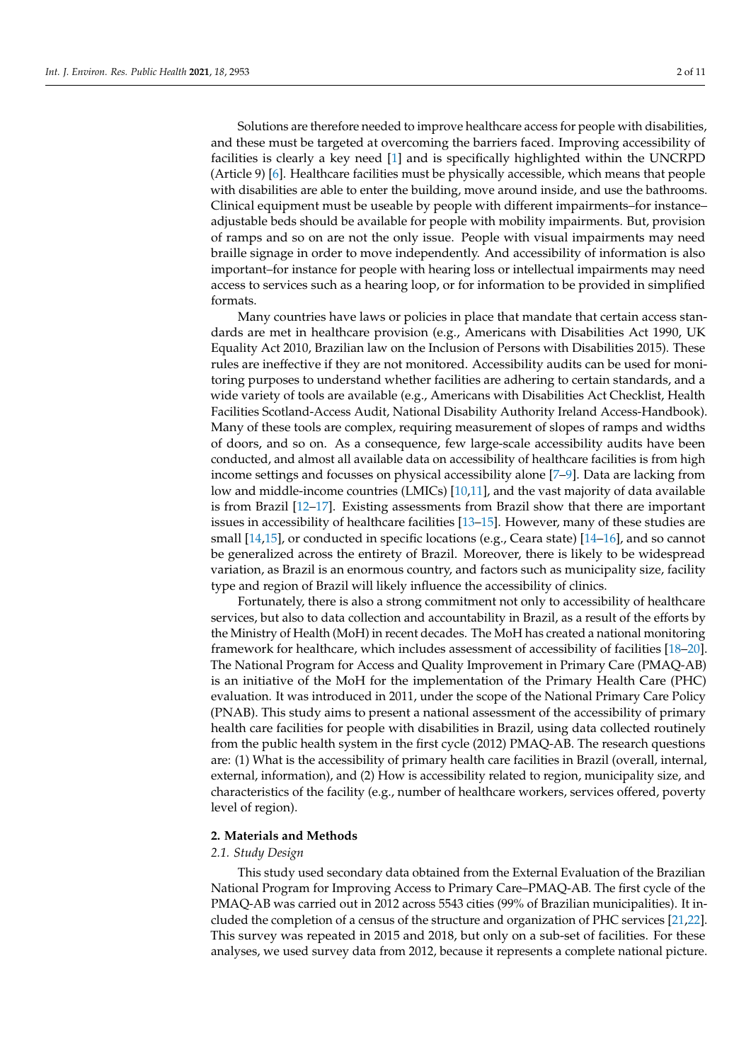Solutions are therefore needed to improve healthcare access for people with disabilities, and these must be targeted at overcoming the barriers faced. Improving accessibility of facilities is clearly a key need [1] and is specifically highlighted within the UNCRPD (Article 9) [6]. Healthcare facilities must be physically accessible, which means that people with disabilities are able to enter the building, move around inside, and use the bathrooms. Clinical equipment must be useable by people with different impairments–for instance–adjustable beds should be available for people with mobility impairments. But, provision of ramps and so on are not the only issue. People with visual impairments may need braille signage in order to move independently. And accessibility of information is also important–for instance for people with hearing loss or intellectual impairments may need access to services such as a hearing loop, or for information to be provided in simplified formats.

Many countries have laws or policies in place that mandate that certain access standards are met in healthcare provision (e.g., Americans with Disabilities Act 1990, UK Equality Act 2010, Brazilian law on the Inclusion of Persons with Disabilities 2015). These rules are ineffective if they are not monitored. Accessibility audits can be used for monitoring purposes to understand whether facilities are adhering to certain standards, and a wide variety of tools are available (e.g., Americans with Disabilities Act Checklist, Health Facilities Scotland-Access Audit, National Disability Authority Ireland Access-Handbook). Many of these tools are complex, requiring measurement of slopes of ramps and widths of doors, and so on. As a consequence, few large-scale accessibility audits have been conducted, and almost all available data on accessibility of healthcare facilities is from high income settings and focusses on physical accessibility alone [7–9]. Data are lacking from low and middle-income countries (LMICs) [10,11], and the vast majority of data available is from Brazil [12–17]. Existing assessments from Brazil show that there are important issues in accessibility of healthcare facilities [13–15]. However, many of these studies are small [14,15], or conducted in specific locations (e.g., Ceara state) [14–16], and so cannot be generalized across the entirety of Brazil. Moreover, there is likely to be widespread variation, as Brazil is an enormous country, and factors such as municipality size, facility type and region of Brazil will likely influence the accessibility of clinics.

Fortunately, there is also a strong commitment not only to accessibility of healthcare services, but also to data collection and accountability in Brazil, as a result of the efforts by the Ministry of Health (MoH) in recent decades. The MoH has created a national monitoring framework for healthcare, which includes assessment of accessibility of facilities [18–20]. The National Program for Access and Quality Improvement in Primary Care (PMAQ-AB) is an initiative of the MoH for the implementation of the Primary Health Care (PHC) evaluation. It was introduced in 2011, under the scope of the National Primary Care Policy (PNAB). This study aims to present a national assessment of the accessibility of primary health care facilities for people with disabilities in Brazil, using data collected routinely from the public health system in the first cycle (2012) PMAQ-AB. The research questions are: (1) What is the accessibility of primary health care facilities in Brazil (overall, internal, external, information), and (2) How is accessibility related to region, municipality size, and characteristics of the facility (e.g., number of healthcare workers, services offered, poverty level of region).

## 2. Materials and Methods

### *2.1. Study Design*

This study used secondary data obtained from the External Evaluation of the Brazilian National Program for Improving Access to Primary Care–PMAQ-AB. The first cycle of the PMAQ-AB was carried out in 2012 across 5543 cities (99% of Brazilian municipalities). It included the completion of a census of the structure and organization of PHC services [21,22]. This survey was repeated in 2015 and 2018, but only on a sub-set of facilities. For these analyses, we used survey data from 2012, because it represents a complete national picture.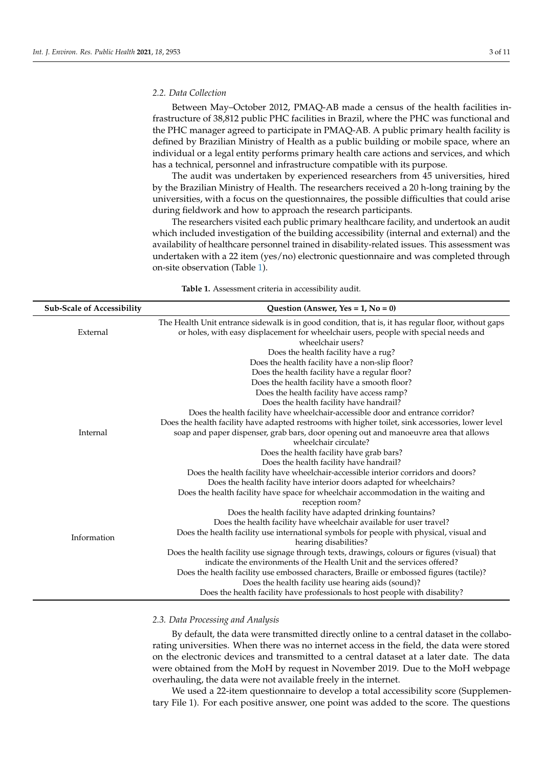### 2.2. Data Collection

Between May–October 2012, PMAQ-AB made a census of the health facilities infrastructure of 38,812 public PHC facilities in Brazil, where the PHC was functional and the PHC manager agreed to participate in PMAQ-AB. A public primary health facility is defined by Brazilian Ministry of Health as a public building or mobile space, where an individual or a legal entity performs primary health care actions and services, and which has a technical, personnel and infrastructure compatible with its purpose.

The audit was undertaken by experienced researchers from 45 universities, hired by the Brazilian Ministry of Health. The researchers received a 20 h-long training by the universities, with a focus on the questionnaires, the possible difficulties that could arise during fieldwork and how to approach the research participants.

The researchers visited each public primary healthcare facility, and undertook an audit which included investigation of the building accessibility (internal and external) and the availability of healthcare personnel trained in disability-related issues. This assessment was undertaken with a 22 item (yes/no) electronic questionnaire and was completed through on-site observation (Table 1).

**Table 1.** Assessment criteria in accessibility audit.

| Sub-Scale of Accessibility | Question (Answer, Yes = 1, No = 0) |
|---|---|
| External | The Health Unit entrance sidewalk is in good condition, that is, it has regular floor, without gaps or holes, with easy displacement for wheelchair users, people with special needs and wheelchair users? |
| Internal | Does the health facility have a rug? |
| | Does the health facility have a non-slip floor? |
| | Does the health facility have a regular floor? |
| | Does the health facility have a smooth floor? |
| | Does the health facility have access ramp? |
| | Does the health facility have handrail? |
| | Does the health facility have wheelchair-accessible door and entrance corridor? |
| | Does the health facility have adapted restrooms with higher toilet, sink accessories, lower level soap and paper dispenser, grab bars, door opening out and manoeuvre area that allows wheelchair circulate? |
| | Does the health facility have grab bars? |
| | Does the health facility have handrail? |
| | Does the health facility have wheelchair-accessible interior corridors and doors? |
| | Does the health facility have interior doors adapted for wheelchairs? |
| | Does the health facility have space for wheelchair accommodation in the waiting and reception room? |
| | Does the health facility have adapted drinking fountains? |
| | Does the health facility have wheelchair available for user travel? |
| Information | Does the health facility use international symbols for people with physical, visual and hearing disabilities? |
| | Does the health facility use signage through texts, drawings, colours or figures (visual) that indicate the environments of the Health Unit and the services offered? |
| | Does the health facility use embossed characters, Braille or embossed figures (tactile)? |
| | Does the health facility use hearing aids (sound)? |
| | Does the health facility have professionals to host people with disability? |

### 2.3. Data Processing and Analysis

By default, the data were transmitted directly online to a central dataset in the collaborating universities. When there was no internet access in the field, the data were stored on the electronic devices and transmitted to a central dataset at a later date. The data were obtained from the MoH by request in November 2019. Due to the MoH webpage overhauling, the data were not available freely in the internet.

We used a 22-item questionnaire to develop a total accessibility score (Supplementary File 1). For each positive answer, one point was added to the score. The questions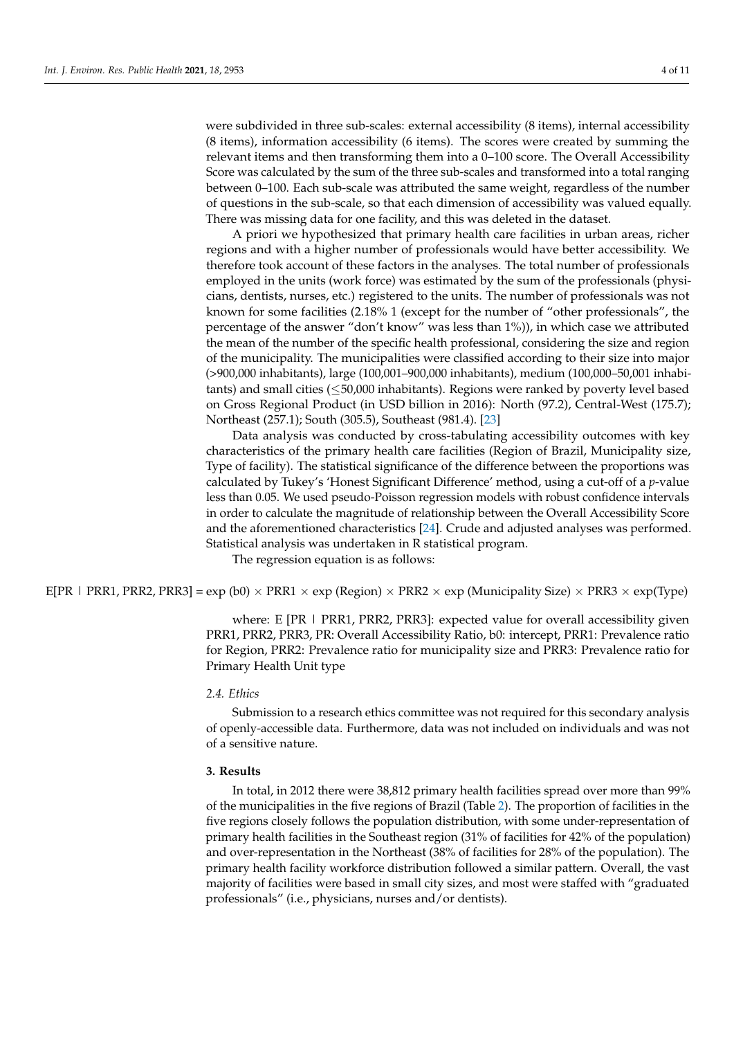were subdivided in three sub-scales: external accessibility (8 items), internal accessibility (8 items), information accessibility (6 items). The scores were created by summing the relevant items and then transforming them into a 0–100 score. The Overall Accessibility Score was calculated by the sum of the three sub-scales and transformed into a total ranging between 0–100. Each sub-scale was attributed the same weight, regardless of the number of questions in the sub-scale, so that each dimension of accessibility was valued equally. There was missing data for one facility, and this was deleted in the dataset.

A priori we hypothesized that primary health care facilities in urban areas, richer regions and with a higher number of professionals would have better accessibility. We therefore took account of these factors in the analyses. The total number of professionals employed in the units (work force) was estimated by the sum of the professionals (physicians, dentists, nurses, etc.) registered to the units. The number of professionals was not known for some facilities (2.18% 1 (except for the number of "other professionals", the percentage of the answer "don't know" was less than 1%)), in which case we attributed the mean of the number of the specific health professional, considering the size and region of the municipality. The municipalities were classified according to their size into major (>900,000 inhabitants), large (100,001–900,000 inhabitants), medium (100,000–50,001 inhabitants) and small cities (≤50,000 inhabitants). Regions were ranked by poverty level based on Gross Regional Product (in USD billion in 2016): North (97.2), Central-West (175.7); Northeast (257.1); South (305.5), Southeast (981.4). [23]

Data analysis was conducted by cross-tabulating accessibility outcomes with key characteristics of the primary health care facilities (Region of Brazil, Municipality size, Type of facility). The statistical significance of the difference between the proportions was calculated by Tukey's 'Honest Significant Difference' method, using a cut-off of a *p*-value less than 0.05. We used pseudo-Poisson regression models with robust confidence intervals in order to calculate the magnitude of relationship between the Overall Accessibility Score and the aforementioned characteristics [24]. Crude and adjusted analyses was performed. Statistical analysis was undertaken in R statistical program.

The regression equation is as follows:

$$E[PR \mid PRR1, PRR2, PRR3] = \exp(b0) \times PRR1 \times \exp(\text{Region}) \times PRR2 \times \exp(\text{Municipality Size}) \times PRR3 \times \exp(\text{Type})$$

where: E [PR | PRR1, PRR2, PRR3]: expected value for overall accessibility given PRR1, PRR2, PRR3, PR: Overall Accessibility Ratio, b0: intercept, PRR1: Prevalence ratio for Region, PRR2: Prevalence ratio for municipality size and PRR3: Prevalence ratio for Primary Health Unit type

### 2.4. Ethics

Submission to a research ethics committee was not required for this secondary analysis of openly-accessible data. Furthermore, data was not included on individuals and was not of a sensitive nature.

## 3. Results

In total, in 2012 there were 38,812 primary health facilities spread over more than 99% of the municipalities in the five regions of Brazil (Table 2). The proportion of facilities in the five regions closely follows the population distribution, with some under-representation of primary health facilities in the Southeast region (31% of facilities for 42% of the population) and over-representation in the Northeast (38% of facilities for 28% of the population). The primary health facility workforce distribution followed a similar pattern. Overall, the vast majority of facilities were based in small city sizes, and most were staffed with "graduated professionals" (i.e., physicians, nurses and/or dentists).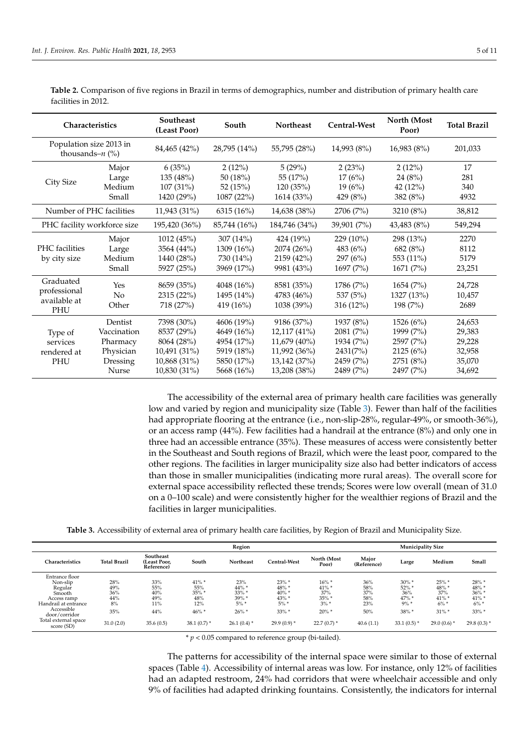**Table 2.** Comparison of five regions in Brazil in terms of demographics, number and distribution of primary health care facilities in 2012.

| Characteristics | | Southeast (Least Poor) | South | Northeast | Central-West | North (Most Poor) | Total Brazil |
|---|---|---|---|---|---|---|---|
| Population size 2013 in thousands–*n* (%) | | 84,465 (42%) | 28,795 (14%) | 55,795 (28%) | 14,993 (8%) | 16,983 (8%) | 201,033 |
| City Size | Major | 6 (35%) | 2 (12%) | 5 (29%) | 2 (23%) | 2 (12%) | 17 |
| | Large | 135 (48%) | 50 (18%) | 55 (17%) | 17 (6%) | 24 (8%) | 281 |
| | Medium | 107 (31%) | 52 (15%) | 120 (35%) | 19 (6%) | 42 (12%) | 340 |
| | Small | 1420 (29%) | 1087 (22%) | 1614 (33%) | 429 (8%) | 382 (8%) | 4932 |
| Number of PHC facilities | | 11,943 (31%) | 6315 (16%) | 14,638 (38%) | 2706 (7%) | 3210 (8%) | 38,812 |
| PHC facility workforce size | | 195,420 (36%) | 85,744 (16%) | 184,746 (34%) | 39,901 (7%) | 43,483 (8%) | 549,294 |
| PHC facilities by city size | Major | 1012 (45%) | 307 (14%) | 424 (19%) | 229 (10%) | 298 (13%) | 2270 |
| | Large | 3564 (44%) | 1309 (16%) | 2074 (26%) | 483 (6%) | 682 (8%) | 8112 |
| | Medium | 1440 (28%) | 730 (14%) | 2159 (42%) | 297 (6%) | 553 (11%) | 5179 |
| | Small | 5927 (25%) | 3969 (17%) | 9981 (43%) | 1697 (7%) | 1671 (7%) | 23,251 |
| Graduated professional available at PHU | Yes | 8659 (35%) | 4048 (16%) | 8581 (35%) | 1786 (7%) | 1654 (7%) | 24,728 |
| | No | 2315 (22%) | 1495 (14%) | 4783 (46%) | 537 (5%) | 1327 (13%) | 10,457 |
| | Other | 718 (27%) | 419 (16%) | 1038 (39%) | 316 (12%) | 198 (7%) | 2689 |
| Type of services rendered at PHU | Dentist | 7398 (30%) | 4606 (19%) | 9186 (37%) | 1937 (8%) | 1526 (6%) | 24,653 |
| | Vaccination | 8537 (29%) | 4649 (16%) | 12,117 (41%) | 2081 (7%) | 1999 (7%) | 29,383 |
| | Pharmacy | 8064 (28%) | 4954 (17%) | 11,679 (40%) | 1934 (7%) | 2597 (7%) | 29,228 |
| | Physician | 10,491 (31%) | 5919 (18%) | 11,992 (36%) | 2431(7%) | 2125 (6%) | 32,958 |
| | Dressing | 10,868 (31%) | 5850 (17%) | 13,142 (37%) | 2459 (7%) | 2751 (8%) | 35,070 |
| | Nurse | 10,830 (31%) | 5668 (16%) | 13,208 (38%) | 2489 (7%) | 2497 (7%) | 34,692 |

The accessibility of the external area of primary health care facilities was generally low and varied by region and municipality size (Table 3). Fewer than half of the facilities had appropriate flooring at the entrance (i.e., non-slip-28%, regular-49%, or smooth-36%), or an access ramp (44%). Few facilities had a handrail at the entrance (8%) and only one in three had an accessible entrance (35%). These measures of access were consistently better in the Southeast and South regions of Brazil, which were the least poor, compared to the other regions. The facilities in larger municipality size also had better indicators of access than those in smaller municipalities (indicating more rural areas). The overall score for external space accessibility reflected these trends; Scores were low overall (mean of 31.0 on a 0–100 scale) and were consistently higher for the wealthier regions of Brazil and the facilities in larger municipalities.

**Table 3.** Accessibility of external area of primary health care facilities, by Region of Brazil and Municipality Size.

| Characteristics | Total Brazil | Region | | | | | Municipality Size | | | |
|---|---|---|---|---|---|---|---|---|---|---|
| | | Southeast (Least Poor, Reference) | South | Northeast | Central-West | North (Most Poor) | Major (Reference) | Large | Medium | Small |
| Entrance floor | | | | | | | | | | |
| Non-slip | 28% | 33% | 41% * | 23% | 23% * | 16% * | 36% | 30% * | 25% * | 28% * |
| Regular | 49% | 55% | 55% | 44% * | 48% * | 41% * | 58% | 52% * | 48% * | 48% * |
| Smooth | 36% | 40% | 35% * | 33% * | 40% * | 37% | 37% | 36% | 37% | 36% * |
| Access ramp | 44% | 49% | 48% | 39% * | 43% * | 35% * | 58% | 47% * | 41% * | 41% * |
| Handrail at entrance | 8% | 11% | 12% | 5% * | 5% * | 3% * | 23% | 9% * | 6% * | 6% * |
| Accessible door/corridor | 35% | 44% | 46% * | 26% * | 33% * | 20% * | 50% | 38% * | 31% * | 33% * |
| Total external space score (SD) | 31.0 (2.0) | 35.6 (0.5) | 38.1 (0.7) * | 26.1 (0.4) * | 29.9 (0.9) * | 22.7 (0.7) * | 40.6 (1.1) | 33.1 (0.5) * | 29.0 (0.6) * | 29.8 (0.3) * |

* $p < 0.05$ compared to reference group (bi-tailed).

The patterns for accessibility of the internal space were similar to those of external spaces (Table 4). Accessibility of internal areas was low. For instance, only 12% of facilities had an adapted restroom, 24% had corridors that were wheelchair accessible and only 9% of facilities had adapted drinking fountains. Consistently, the indicators for internal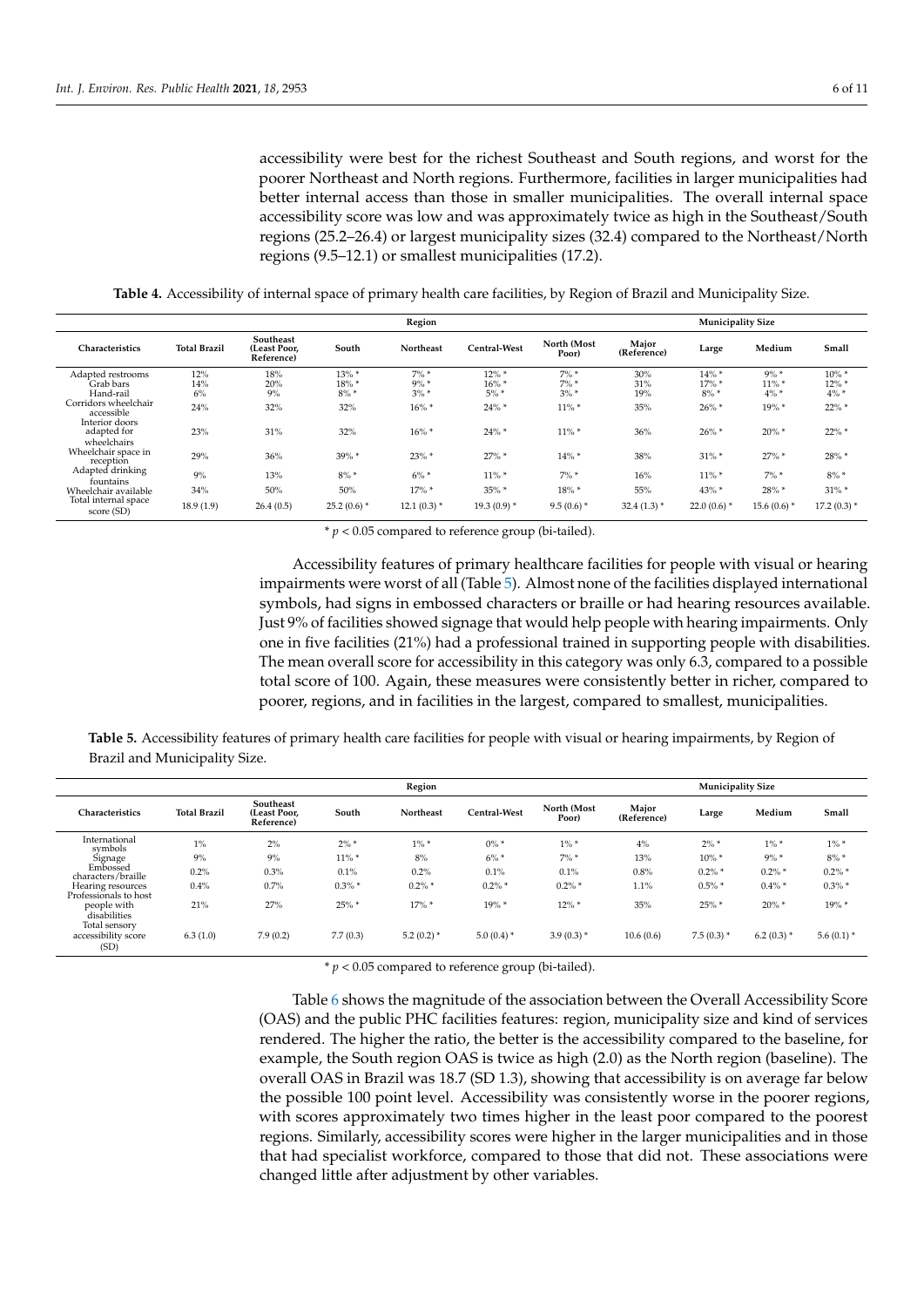accessibility were best for the richest Southeast and South regions, and worst for the poorer Northeast and North regions. Furthermore, facilities in larger municipalities had better internal access than those in smaller municipalities. The overall internal space accessibility score was low and was approximately twice as high in the Southeast/South regions (25.2–26.4) or largest municipality sizes (32.4) compared to the Northeast/North regions (9.5–12.1) or smallest municipalities (17.2).

**Table 4.** Accessibility of internal space of primary health care facilities, by Region of Brazil and Municipality Size.

| | | Region | | | | | Municipality Size | | | |
|---|---|---|---|---|---|---|---|---|---|---|
| Characteristics | Total Brazil | Southeast (Least Poor, Reference) | South | Northeast | Central-West | North (Most Poor) | Major (Reference) | Large | Medium | Small |
| Adapted restrooms | 12% | 18% | 13% * | 7% * | 12% * | 7% * | 30% | 14% * | 9% * | 10% * |
| Grab bars | 14% | 20% | 18% * | 9% * | 16% * | 7% * | 31% | 17% * | 11% * | 12% * |
| Hand-rail | 6% | 9% | 8% * | 3% * | 5% * | 3% * | 19% | 8% * | 4% * | 4% * |
| Corridors wheelchair accessible | 24% | 32% | 32% | 16% * | 24% * | 11% * | 35% | 26% * | 19% * | 22% * |
| Interior doors adapted for wheelchairs | 23% | 31% | 32% | 16% * | 24% * | 11% * | 36% | 26% * | 20% * | 22% * |
| Wheelchair space in reception | 29% | 36% | 39% * | 23% * | 27% * | 14% * | 38% | 31% * | 27% * | 28% * |
| Adapted drinking fountains | 9% | 13% | 8% * | 6% * | 11% * | 7% * | 16% | 11% * | 7% * | 8% * |
| Wheelchair available | 34% | 50% | 50% | 17% * | 35% * | 18% * | 55% | 43% * | 28% * | 31% * |
| Total internal space score (SD) | 18.9 (1.9) | 26.4 (0.5) | 25.2 (0.6) * | 12.1 (0.3) * | 19.3 (0.9) * | 9.5 (0.6) * | 32.4 (1.3) * | 22.0 (0.6) * | 15.6 (0.6) * | 17.2 (0.3) * |

\* $p < 0.05$ compared to reference group (bi-tailed).

Accessibility features of primary healthcare facilities for people with visual or hearing impairments were worst of all (Table 5). Almost none of the facilities displayed international symbols, had signs in embossed characters or braille or had hearing resources available. Just 9% of facilities showed signage that would help people with hearing impairments. Only one in five facilities (21%) had a professional trained in supporting people with disabilities. The mean overall score for accessibility in this category was only 6.3, compared to a possible total score of 100. Again, these measures were consistently better in richer, compared to poorer, regions, and in facilities in the largest, compared to smallest, municipalities.

**Table 5.** Accessibility features of primary health care facilities for people with visual or hearing impairments, by Region of Brazil and Municipality Size.

| | | Region | | | | | Municipality Size | | | |
|---|---|---|---|---|---|---|---|---|---|---|
| Characteristics | Total Brazil | Southeast (Least Poor, Reference) | South | Northeast | Central-West | North (Most Poor) | Major (Reference) | Large | Medium | Small |
| International symbols | 1% | 2% | 2% * | 1% * | 0% * | 1% * | 4% | 2% * | 1% * | 1% * |
| Signage | 9% | 9% | 11% * | 8% | 6% * | 7% * | 13% | 10% * | 9% * | 8% * |
| Embossed characters/braille | 0.2% | 0.3% | 0.1% | 0.2% | 0.1% | 0.1% | 0.8% | 0.2% * | 0.2% * | 0.2% * |
| Hearing resources | 0.4% | 0.7% | 0.3% * | 0.2% * | 0.2% * | 0.2% * | 1.1% | 0.5% * | 0.4% * | 0.3% * |
| Professionals to host people with disabilities | 21% | 27% | 25% * | 17% * | 19% * | 12% * | 35% | 25% * | 20% * | 19% * |
| Total sensory accessibility score (SD) | 6.3 (1.0) | 7.9 (0.2) | 7.7 (0.3) | 5.2 (0.2) * | 5.0 (0.4) * | 3.9 (0.3) * | 10.6 (0.6) | 7.5 (0.3) * | 6.2 (0.3) * | 5.6 (0.1) * |

\* $p < 0.05$ compared to reference group (bi-tailed).

Table 6 shows the magnitude of the association between the Overall Accessibility Score (OAS) and the public PHC facilities features: region, municipality size and kind of services rendered. The higher the ratio, the better is the accessibility compared to the baseline, for example, the South region OAS is twice as high (2.0) as the North region (baseline). The overall OAS in Brazil was 18.7 (SD 1.3), showing that accessibility is on average far below the possible 100 point level. Accessibility was consistently worse in the poorer regions, with scores approximately two times higher in the least poor compared to the poorest regions. Similarly, accessibility scores were higher in the larger municipalities and in those that had specialist workforce, compared to those that did not. These associations were changed little after adjustment by other variables.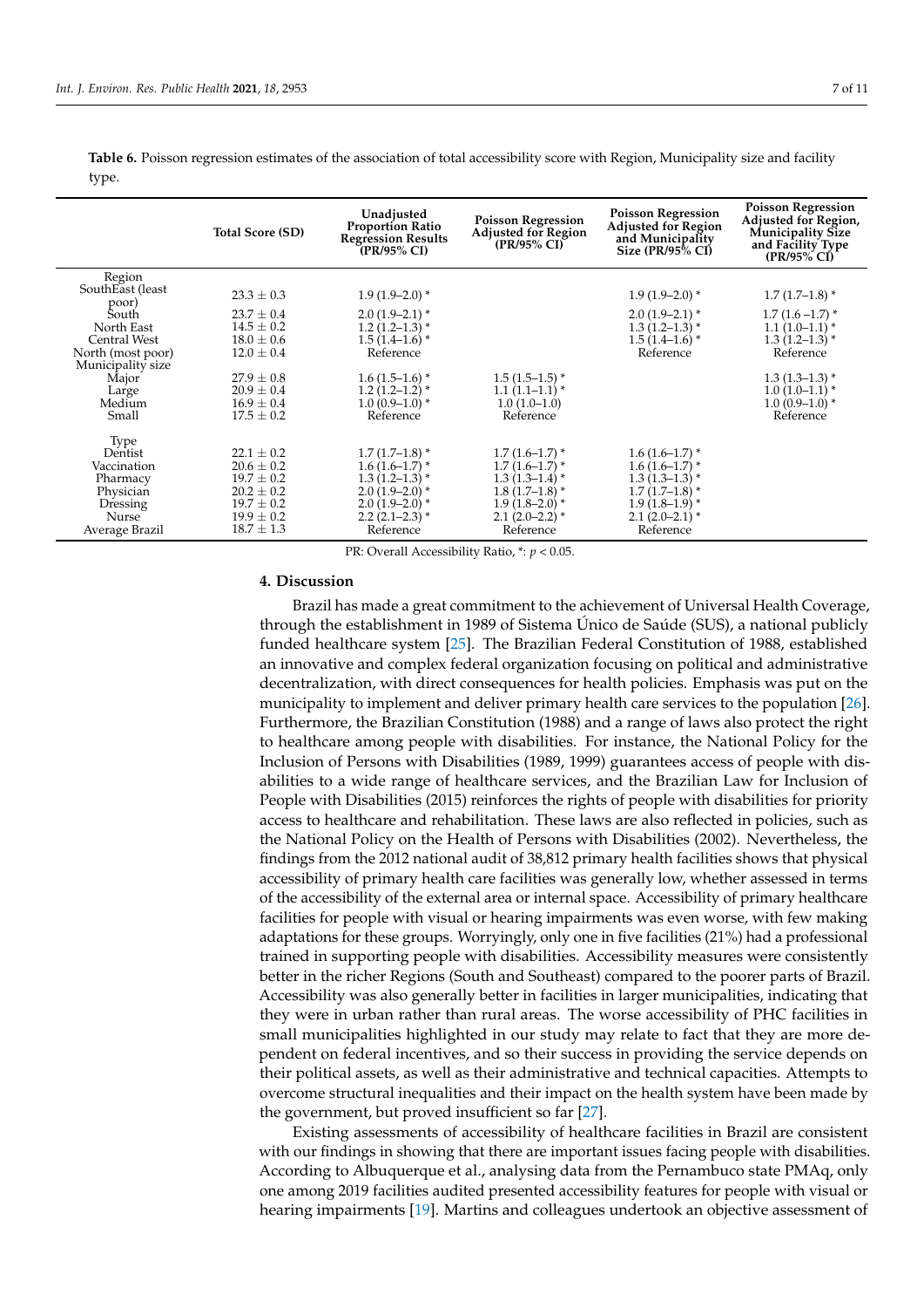**Table 6.** Poisson regression estimates of the association of total accessibility score with Region, Municipality size and facility type.

| | Total Score (SD) | Unadjusted Proportion Ratio Regression Results (PR/95% CI) | Poisson Regression Adjusted for Region (PR/95% CI) | Poisson Regression Adjusted for Region and Municipality Size (PR/95% CI) | Poisson Regression Adjusted for Region, Municipality Size and Facility Type (PR/95% CI) |
|---|---|---|---|---|---|
| Region | | | | | |
| SouthEast (least poor) | 23.3 ± 0.3 | 1.9 (1.9–2.0) * | | 1.9 (1.9–2.0) * | 1.7 (1.7–1.8) * |
| South | 23.7 ± 0.4 | 2.0 (1.9–2.1) * | | 2.0 (1.9–2.1) * | 1.7 (1.6 –1.7) * |
| North East | 14.5 ± 0.2 | 1.2 (1.2–1.3) * | | 1.3 (1.2–1.3) * | 1.1 (1.0–1.1) * |
| Central West | 18.0 ± 0.6 | 1.5 (1.4–1.6) * | | 1.5 (1.4–1.6) * | 1.3 (1.2–1.3) * |
| North (most poor) | 12.0 ± 0.4 | Reference | | Reference | Reference |
| Municipality size | | | | | |
| Major | 27.9 ± 0.8 | 1.6 (1.5–1.6) * | 1.5 (1.5–1.5) * | | 1.3 (1.3–1.3) * |
| Large | 20.9 ± 0.4 | 1.2 (1.2–1.2) * | 1.1 (1.1–1.1) * | | 1.0 (1.0–1.1) * |
| Medium | 16.9 ± 0.4 | 1.0 (0.9–1.0) * | 1.0 (1.0–1.0) | | 1.0 (0.9–1.0) * |
| Small | 17.5 ± 0.2 | Reference | Reference | | Reference |
| Type | | | | | |
| Dentist | 22.1 ± 0.2 | 1.7 (1.7–1.8) * | 1.7 (1.6–1.7) * | 1.6 (1.6–1.7) * | |
| Vaccination | 20.6 ± 0.2 | 1.6 (1.6–1.7) * | 1.7 (1.6–1.7) * | 1.6 (1.6–1.7) * | |
| Pharmacy | 19.7 ± 0.2 | 1.3 (1.2–1.3) * | 1.3 (1.3–1.4) * | 1.3 (1.3–1.3) * | |
| Physician | 20.2 ± 0.2 | 2.0 (1.9–2.0) * | 1.8 (1.7–1.8) * | 1.7 (1.7–1.8) * | |
| Dressing | 19.7 ± 0.2 | 2.0 (1.9–2.0) * | 1.9 (1.8–2.0) * | 1.9 (1.8–1.9) * | |
| Nurse | 19.9 ± 0.2 | 2.2 (2.1–2.3) * | 2.1 (2.0–2.2) * | 2.1 (2.0–2.1) * | |
| Average Brazil | 18.7 ± 1.3 | Reference | Reference | Reference | |

PR: Overall Accessibility Ratio, *: $p < 0.05$.

## 4. Discussion

Brazil has made a great commitment to the achievement of Universal Health Coverage, through the establishment in 1989 of Sistema Único de Saúde (SUS), a national publicly funded healthcare system [25]. The Brazilian Federal Constitution of 1988, established an innovative and complex federal organization focusing on political and administrative decentralization, with direct consequences for health policies. Emphasis was put on the municipality to implement and deliver primary health care services to the population [26]. Furthermore, the Brazilian Constitution (1988) and a range of laws also protect the right to healthcare among people with disabilities. For instance, the National Policy for the Inclusion of Persons with Disabilities (1989, 1999) guarantees access of people with disabilities to a wide range of healthcare services, and the Brazilian Law for Inclusion of People with Disabilities (2015) reinforces the rights of people with disabilities for priority access to healthcare and rehabilitation. These laws are also reflected in policies, such as the National Policy on the Health of Persons with Disabilities (2002). Nevertheless, the findings from the 2012 national audit of 38,812 primary health facilities shows that physical accessibility of primary health care facilities was generally low, whether assessed in terms of the accessibility of the external area or internal space. Accessibility of primary healthcare facilities for people with visual or hearing impairments was even worse, with few making adaptations for these groups. Worryingly, only one in five facilities (21%) had a professional trained in supporting people with disabilities. Accessibility measures were consistently better in the richer Regions (South and Southeast) compared to the poorer parts of Brazil. Accessibility was also generally better in facilities in larger municipalities, indicating that they were in urban rather than rural areas. The worse accessibility of PHC facilities in small municipalities highlighted in our study may relate to fact that they are more dependent on federal incentives, and so their success in providing the service depends on their political assets, as well as their administrative and technical capacities. Attempts to overcome structural inequalities and their impact on the health system have been made by the government, but proved insufficient so far [27].

Existing assessments of accessibility of healthcare facilities in Brazil are consistent with our findings in showing that there are important issues facing people with disabilities. According to Albuquerque et al., analysing data from the Pernambuco state PMAq, only one among 2019 facilities audited presented accessibility features for people with visual or hearing impairments [19]. Martins and colleagues undertook an objective assessment of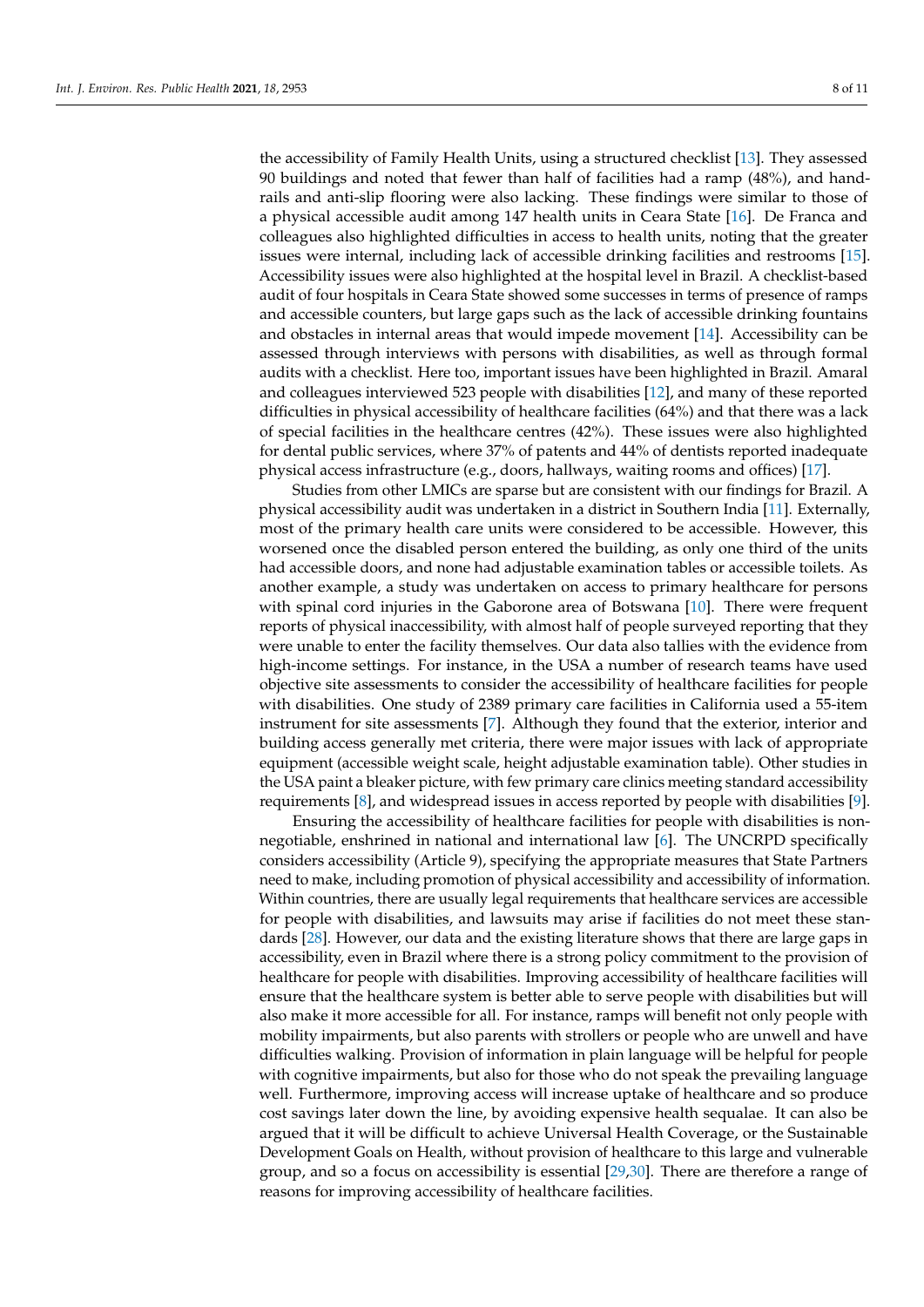the accessibility of Family Health Units, using a structured checklist [13]. They assessed 90 buildings and noted that fewer than half of facilities had a ramp (48%), and handrails and anti-slip flooring were also lacking. These findings were similar to those of a physical accessible audit among 147 health units in Ceara State [16]. De Franca and colleagues also highlighted difficulties in access to health units, noting that the greater issues were internal, including lack of accessible drinking facilities and restrooms [15]. Accessibility issues were also highlighted at the hospital level in Brazil. A checklist-based audit of four hospitals in Ceara State showed some successes in terms of presence of ramps and accessible counters, but large gaps such as the lack of accessible drinking fountains and obstacles in internal areas that would impede movement [14]. Accessibility can be assessed through interviews with persons with disabilities, as well as through formal audits with a checklist. Here too, important issues have been highlighted in Brazil. Amaral and colleagues interviewed 523 people with disabilities [12], and many of these reported difficulties in physical accessibility of healthcare facilities (64%) and that there was a lack of special facilities in the healthcare centres (42%). These issues were also highlighted for dental public services, where 37% of patents and 44% of dentists reported inadequate physical access infrastructure (e.g., doors, hallways, waiting rooms and offices) [17].

Studies from other LMICs are sparse but are consistent with our findings for Brazil. A physical accessibility audit was undertaken in a district in Southern India [11]. Externally, most of the primary health care units were considered to be accessible. However, this worsened once the disabled person entered the building, as only one third of the units had accessible doors, and none had adjustable examination tables or accessible toilets. As another example, a study was undertaken on access to primary healthcare for persons with spinal cord injuries in the Gaborone area of Botswana [10]. There were frequent reports of physical inaccessibility, with almost half of people surveyed reporting that they were unable to enter the facility themselves. Our data also tallies with the evidence from high-income settings. For instance, in the USA a number of research teams have used objective site assessments to consider the accessibility of healthcare facilities for people with disabilities. One study of 2389 primary care facilities in California used a 55-item instrument for site assessments [7]. Although they found that the exterior, interior and building access generally met criteria, there were major issues with lack of appropriate equipment (accessible weight scale, height adjustable examination table). Other studies in the USA paint a bleaker picture, with few primary care clinics meeting standard accessibility requirements [8], and widespread issues in access reported by people with disabilities [9].

Ensuring the accessibility of healthcare facilities for people with disabilities is non-negotiable, enshrined in national and international law [6]. The UNCRPD specifically considers accessibility (Article 9), specifying the appropriate measures that State Partners need to make, including promotion of physical accessibility and accessibility of information. Within countries, there are usually legal requirements that healthcare services are accessible for people with disabilities, and lawsuits may arise if facilities do not meet these standards [28]. However, our data and the existing literature shows that there are large gaps in accessibility, even in Brazil where there is a strong policy commitment to the provision of healthcare for people with disabilities. Improving accessibility of healthcare facilities will ensure that the healthcare system is better able to serve people with disabilities but will also make it more accessible for all. For instance, ramps will benefit not only people with mobility impairments, but also parents with strollers or people who are unwell and have difficulties walking. Provision of information in plain language will be helpful for people with cognitive impairments, but also for those who do not speak the prevailing language well. Furthermore, improving access will increase uptake of healthcare and so produce cost savings later down the line, by avoiding expensive health sequalae. It can also be argued that it will be difficult to achieve Universal Health Coverage, or the Sustainable Development Goals on Health, without provision of healthcare to this large and vulnerable group, and so a focus on accessibility is essential [29,30]. There are therefore a range of reasons for improving accessibility of healthcare facilities.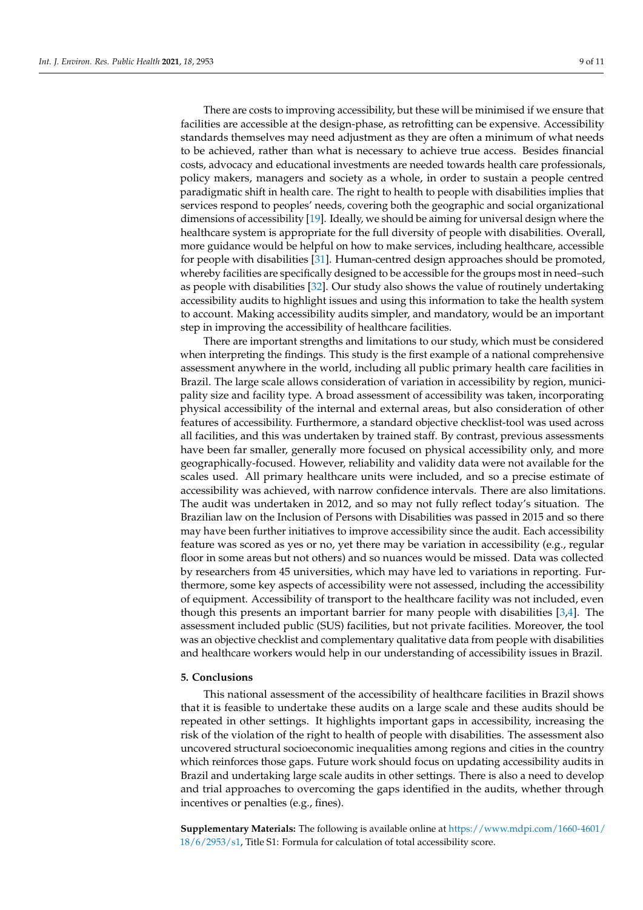There are costs to improving accessibility, but these will be minimised if we ensure that facilities are accessible at the design-phase, as retrofitting can be expensive. Accessibility standards themselves may need adjustment as they are often a minimum of what needs to be achieved, rather than what is necessary to achieve true access. Besides financial costs, advocacy and educational investments are needed towards health care professionals, policy makers, managers and society as a whole, in order to sustain a people centred paradigmatic shift in health care. The right to health to people with disabilities implies that services respond to peoples' needs, covering both the geographic and social organizational dimensions of accessibility [19]. Ideally, we should be aiming for universal design where the healthcare system is appropriate for the full diversity of people with disabilities. Overall, more guidance would be helpful on how to make services, including healthcare, accessible for people with disabilities [31]. Human-centred design approaches should be promoted, whereby facilities are specifically designed to be accessible for the groups most in need–such as people with disabilities [32]. Our study also shows the value of routinely undertaking accessibility audits to highlight issues and using this information to take the health system to account. Making accessibility audits simpler, and mandatory, would be an important step in improving the accessibility of healthcare facilities.

There are important strengths and limitations to our study, which must be considered when interpreting the findings. This study is the first example of a national comprehensive assessment anywhere in the world, including all public primary health care facilities in Brazil. The large scale allows consideration of variation in accessibility by region, municipality size and facility type. A broad assessment of accessibility was taken, incorporating physical accessibility of the internal and external areas, but also consideration of other features of accessibility. Furthermore, a standard objective checklist-tool was used across all facilities, and this was undertaken by trained staff. By contrast, previous assessments have been far smaller, generally more focused on physical accessibility only, and more geographically-focused. However, reliability and validity data were not available for the scales used. All primary healthcare units were included, and so a precise estimate of accessibility was achieved, with narrow confidence intervals. There are also limitations. The audit was undertaken in 2012, and so may not fully reflect today's situation. The Brazilian law on the Inclusion of Persons with Disabilities was passed in 2015 and so there may have been further initiatives to improve accessibility since the audit. Each accessibility feature was scored as yes or no, yet there may be variation in accessibility (e.g., regular floor in some areas but not others) and so nuances would be missed. Data was collected by researchers from 45 universities, which may have led to variations in reporting. Furthermore, some key aspects of accessibility were not assessed, including the accessibility of equipment. Accessibility of transport to the healthcare facility was not included, even though this presents an important barrier for many people with disabilities [3,4]. The assessment included public (SUS) facilities, but not private facilities. Moreover, the tool was an objective checklist and complementary qualitative data from people with disabilities and healthcare workers would help in our understanding of accessibility issues in Brazil.

## 5. Conclusions

This national assessment of the accessibility of healthcare facilities in Brazil shows that it is feasible to undertake these audits on a large scale and these audits should be repeated in other settings. It highlights important gaps in accessibility, increasing the risk of the violation of the right to health of people with disabilities. The assessment also uncovered structural socioeconomic inequalities among regions and cities in the country which reinforces those gaps. Future work should focus on updating accessibility audits in Brazil and undertaking large scale audits in other settings. There is also a need to develop and trial approaches to overcoming the gaps identified in the audits, whether through incentives or penalties (e.g., fines).

**Supplementary Materials:** The following is available online at https://www.mdpi.com/1660-4601/18/6/2953/s1, Title S1: Formula for calculation of total accessibility score.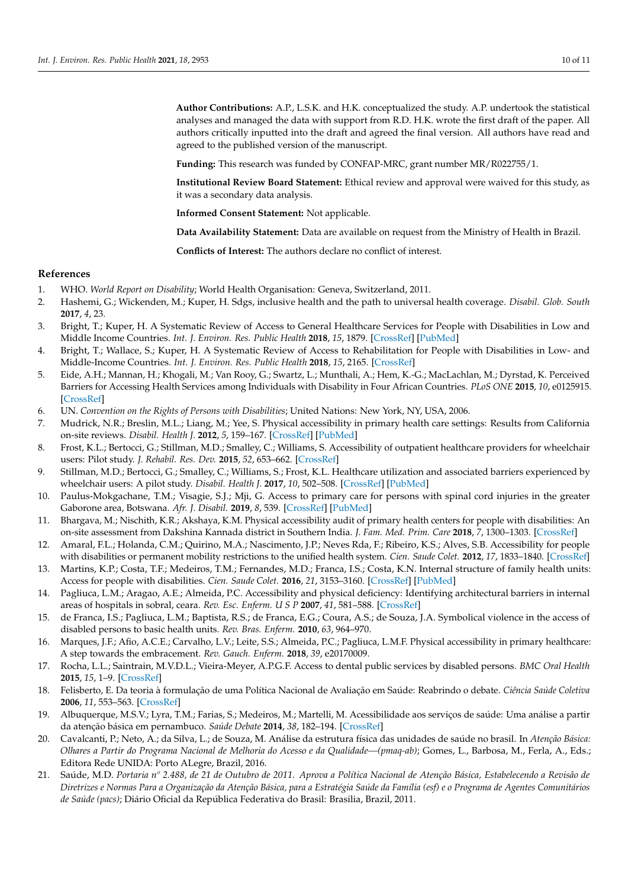**Author Contributions:** A.P., L.S.K. and H.K. conceptualized the study. A.P. undertook the statistical analyses and managed the data with support from R.D. H.K. wrote the first draft of the paper. All authors critically inputted into the draft and agreed the final version. All authors have read and agreed to the published version of the manuscript.

**Funding:** This research was funded by CONFAP-MRC, grant number MR/R022755/1.

**Institutional Review Board Statement:** Ethical review and approval were waived for this study, as it was a secondary data analysis.

**Informed Consent Statement:** Not applicable.

**Data Availability Statement:** Data are available on request from the Ministry of Health in Brazil.

**Conflicts of Interest:** The authors declare no conflict of interest.

## References

1. WHO. *World Report on Disability*; World Health Organisation: Geneva, Switzerland, 2011.
2. Hashemi, G.; Wickenden, M.; Kuper, H. Sdgs, inclusive health and the path to universal health coverage. *Disabil. Glob. South* **2017**, *4*, 23.
3. Bright, T.; Kuper, H. A Systematic Review of Access to General Healthcare Services for People with Disabilities in Low and Middle Income Countries. *Int. J. Environ. Res. Public Health* **2018**, *15*, 1879. [CrossRef] [PubMed]
4. Bright, T.; Wallace, S.; Kuper, H. A Systematic Review of Access to Rehabilitation for People with Disabilities in Low- and Middle-Income Countries. *Int. J. Environ. Res. Public Health* **2018**, *15*, 2165. [CrossRef]
5. Eide, A.H.; Mannan, H.; Khogali, M.; Van Rooy, G.; Swartz, L.; Munthali, A.; Hem, K.-G.; MacLachlan, M.; Dyrstad, K. Perceived Barriers for Accessing Health Services among Individuals with Disability in Four African Countries. *PLoS ONE* **2015**, *10*, e0125915. [CrossRef]
6. UN. *Convention on the Rights of Persons with Disabilities*; United Nations: New York, NY, USA, 2006.
7. Mudrick, N.R.; Breslin, M.L.; Liang, M.; Yee, S. Physical accessibility in primary health care settings: Results from California on-site reviews. *Disabil. Health J.* **2012**, *5*, 159–167. [CrossRef] [PubMed]
8. Frost, K.L.; Bertocci, G.; Stillman, M.D.; Smalley, C.; Williams, S. Accessibility of outpatient healthcare providers for wheelchair users: Pilot study. *J. Rehabil. Res. Dev.* **2015**, *52*, 653–662. [CrossRef]
9. Stillman, M.D.; Bertocci, G.; Smalley, C.; Williams, S.; Frost, K.L. Healthcare utilization and associated barriers experienced by wheelchair users: A pilot study. *Disabil. Health J.* **2017**, *10*, 502–508. [CrossRef] [PubMed]
10. Paulus-Mokgachane, T.M.; Visagie, S.J.; Mji, G. Access to primary care for persons with spinal cord injuries in the greater Gaborone area, Botswana. *Afr. J. Disabil.* **2019**, *8*, 539. [CrossRef] [PubMed]
11. Bhargava, M.; Nischith, K.R.; Akshaya, K.M. Physical accessibility audit of primary health centers for people with disabilities: An on-site assessment from Dakshina Kannada district in Southern India. *J. Fam. Med. Prim. Care* **2018**, *7*, 1300–1303. [CrossRef]
12. Amaral, F.L.; Holanda, C.M.; Quirino, M.A.; Nascimento, J.P.; Neves Rda, F.; Ribeiro, K.S.; Alves, S.B. Accessibility for people with disabilities or permanent mobility restrictions to the unified health system. *Cien. Saude Colet.* **2012**, *17*, 1833–1840. [CrossRef]
13. Martins, K.P.; Costa, T.F.; Medeiros, T.M.; Fernandes, M.D.; Franca, I.S.; Costa, K.N. Internal structure of family health units: Access for people with disabilities. *Cien. Saude Colet.* **2016**, *21*, 3153–3160. [CrossRef] [PubMed]
14. Pagliuca, L.M.; Aragao, A.E.; Almeida, P.C. Accessibility and physical deficiency: Identifying architectural barriers in internal areas of hospitals in sobral, ceara. *Rev. Esc. Enferm. U S P* **2007**, *41*, 581–588. [CrossRef]
15. de Franca, I.S.; Pagliuca, L.M.; Baptista, R.S.; de Franca, E.G.; Coura, A.S.; de Souza, J.A. Symbolical violence in the access of disabled persons to basic health units. *Rev. Bras. Enferm.* **2010**, *63*, 964–970.
16. Marques, J.F.; Afio, A.C.E.; Carvalho, L.V.; Leite, S.S.; Almeida, P.C.; Pagliuca, L.M.F. Physical accessibility in primary healthcare: A step towards the embracement. *Rev. Gauch. Enferm.* **2018**, *39*, e20170009.
17. Rocha, L.L.; Saintrain, M.V.D.L.; Vieira-Meyer, A.P.G.F. Access to dental public services by disabled persons. *BMC Oral Health* **2015**, *15*, 1–9. [CrossRef]
18. Felisberto, E. Da teoria à formulação de uma Política Nacional de Avaliação em Saúde: Reabrindo o debate. *Ciência Saúde Coletiva* **2006**, *11*, 553–563. [CrossRef]
19. Albuquerque, M.S.V.; Lyra, T.M.; Farias, S.; Medeiros, M.; Martelli, M. Acessibilidade aos serviços de saúde: Uma análise a partir da atenção básica em pernambuco. *Saúde Debate* **2014**, *38*, 182–194. [CrossRef]
20. Cavalcanti, P.; Neto, A.; da Silva, L.; de Souza, M. Análise da estrutura física das unidades de saúde no brasil. In *Atenção Básica: Olhares a Partir do Programa Nacional de Melhoria do Acesso e da Qualidade—(pmaq-ab)*; Gomes, L., Barbosa, M., Ferla, A., Eds.; Editora Rede UNIDA: Porto ALegre, Brazil, 2016.
21. Saúde, M.D. *Portaria nº 2.488, de 21 de Outubro de 2011. Aprova a Política Nacional de Atenção Básica, Estabelecendo a Revisão de Diretrizes e Normas Para a Organização da Atenção Básica, para a Estratégia Saúde da Família (esf) e o Programa de Agentes Comunitários de Saúde (pacs)*; Diário Oficial da República Federativa do Brasil: Brasilia, Brazil, 2011.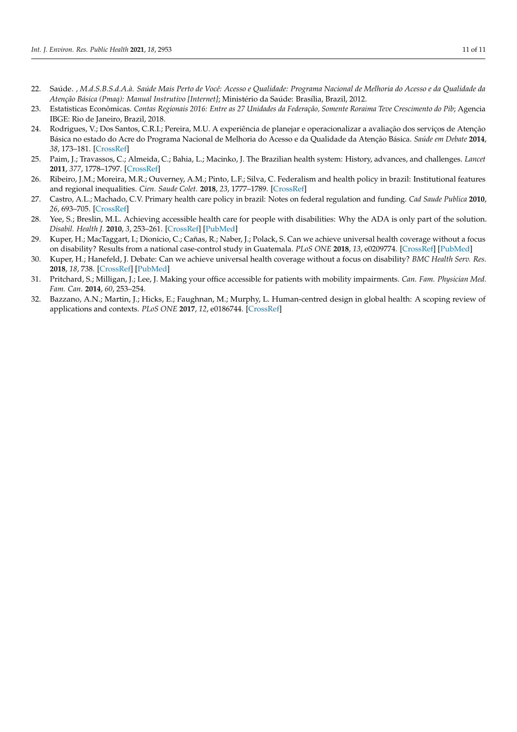22. Saúde. *, M.d.S.B.S.d.A.à. Saúde Mais Perto de Você: Acesso e Qualidade: Programa Nacional de Melhoria do Acesso e da Qualidade da Atenção Básica (Pmaq): Manual Instrutivo [Internet]*; Ministério da Saúde: Brasília, Brazil, 2012.
23. Estatisticas Econômicas. *Contas Regionais 2016: Entre as 27 Unidades da Federação, Somente Roraima Teve Crescimento do Pib*; Agencia IBGE: Rio de Janeiro, Brazil, 2018.
24. Rodrigues, V.; Dos Santos, C.R.I.; Pereira, M.U. A experiência de planejar e operacionalizar a avaliação dos serviços de Atenção Básica no estado do Acre do Programa Nacional de Melhoria do Acesso e da Qualidade da Atenção Básica. *Saúde em Debate* **2014**, *38*, 173–181. [CrossRef]
25. Paim, J.; Travassos, C.; Almeida, C.; Bahia, L.; Macinko, J. The Brazilian health system: History, advances, and challenges. *Lancet* **2011**, *377*, 1778–1797. [CrossRef]
26. Ribeiro, J.M.; Moreira, M.R.; Ouverney, A.M.; Pinto, L.F.; Silva, C. Federalism and health policy in brazil: Institutional features and regional inequalities. *Cien. Saude Colet.* **2018**, *23*, 1777–1789. [CrossRef]
27. Castro, A.L.; Machado, C.V. Primary health care policy in brazil: Notes on federal regulation and funding. *Cad Saude Publica* **2010**, *26*, 693–705. [CrossRef]
28. Yee, S.; Breslin, M.L. Achieving accessible health care for people with disabilities: Why the ADA is only part of the solution. *Disabil. Health J.* **2010**, *3*, 253–261. [CrossRef] [PubMed]
29. Kuper, H.; MacTaggart, I.; Dionicio, C.; Cañas, R.; Naber, J.; Polack, S. Can we achieve universal health coverage without a focus on disability? Results from a national case-control study in Guatemala. *PLoS ONE* **2018**, *13*, e0209774. [CrossRef] [PubMed]
30. Kuper, H.; Hanefeld, J. Debate: Can we achieve universal health coverage without a focus on disability? *BMC Health Serv. Res.* **2018**, *18*, 738. [CrossRef] [PubMed]
31. Pritchard, S.; Milligan, J.; Lee, J. Making your office accessible for patients with mobility impairments. *Can. Fam. Physician Med. Fam. Can.* **2014**, *60*, 253–254.
32. Bazzano, A.N.; Martin, J.; Hicks, E.; Faughnan, M.; Murphy, L. Human-centred design in global health: A scoping review of applications and contexts. *PLoS ONE* **2017**, *12*, e0186744. [CrossRef]